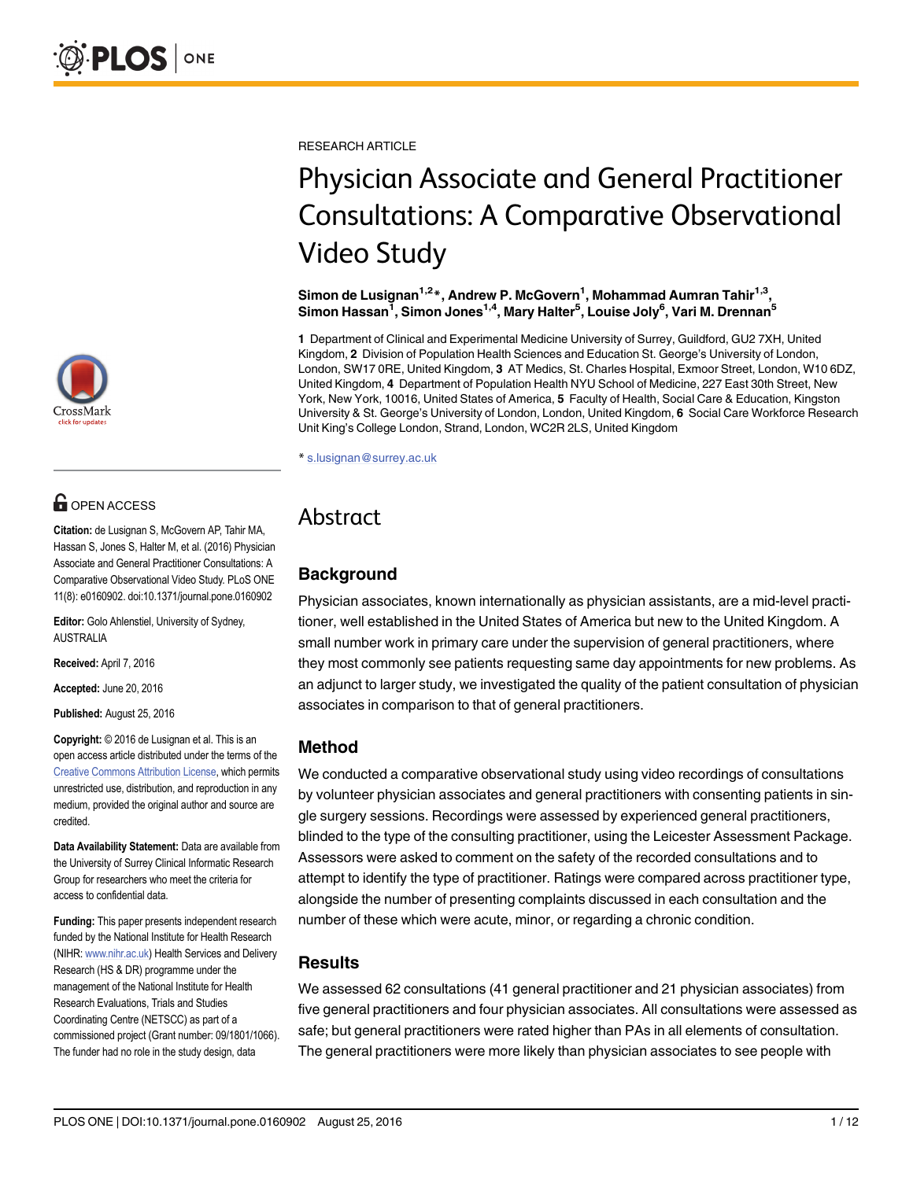RESEARCH ARTICLE

# Physician Associate and General Practitioner Consultations: A Comparative Observational Video Study

**Simon de Lusignan[1,2]\*, Andrew P. McGovern[1], Mohammad Aumran Tahir[1,3], Simon Hassan[1], Simon Jones[1,4], Mary Halter[5], Louise Joly[6], Vari M. Drennan[5]**

**1** Department of Clinical and Experimental Medicine University of Surrey, Guildford, GU2 7XH, United Kingdom, **2** Division of Population Health Sciences and Education St. George's University of London, London, SW17 0RE, United Kingdom, **3** AT Medics, St. Charles Hospital, Exmoor Street, London, W10 6DZ, United Kingdom, **4** Department of Population Health NYU School of Medicine, 227 East 30th Street, New York, New York, 10016, United States of America, **5** Faculty of Health, Social Care & Education, Kingston University & St. George's University of London, London, United Kingdom, **6** Social Care Workforce Research Unit King's College London, Strand, London, WC2R 2LS, United Kingdom

\* s.lusignan@surrey.ac.uk

OPEN ACCESS

**Citation:** de Lusignan S, McGovern AP, Tahir MA, Hassan S, Jones S, Halter M, et al. (2016) Physician Associate and General Practitioner Consultations: A Comparative Observational Video Study. PLoS ONE 11(8): e0160902. doi:10.1371/journal.pone.0160902

**Editor:** Golo Ahlenstiel, University of Sydney, AUSTRALIA

**Received:** April 7, 2016

**Accepted:** June 20, 2016

**Published:** August 25, 2016

**Copyright:** © 2016 de Lusignan et al. This is an open access article distributed under the terms of the Creative Commons Attribution License, which permits unrestricted use, distribution, and reproduction in any medium, provided the original author and source are credited.

**Data Availability Statement:** Data are available from the University of Surrey Clinical Informatic Research Group for researchers who meet the criteria for access to confidential data.

**Funding:** This paper presents independent research funded by the National Institute for Health Research (NIHR: www.nihr.ac.uk) Health Services and Delivery Research (HS & DR) programme under the management of the National Institute for Health Research Evaluations, Trials and Studies Coordinating Centre (NETSCC) as part of a commissioned project (Grant number: 09/1801/1066). The funder had no role in the study design, data

## Abstract

### Background

Physician associates, known internationally as physician assistants, are a mid-level practitioner, well established in the United States of America but new to the United Kingdom. A small number work in primary care under the supervision of general practitioners, where they most commonly see patients requesting same day appointments for new problems. As an adjunct to larger study, we investigated the quality of the patient consultation of physician associates in comparison to that of general practitioners.

### Method

We conducted a comparative observational study using video recordings of consultations by volunteer physician associates and general practitioners with consenting patients in single surgery sessions. Recordings were assessed by experienced general practitioners, blinded to the type of the consulting practitioner, using the Leicester Assessment Package. Assessors were asked to comment on the safety of the recorded consultations and to attempt to identify the type of practitioner. Ratings were compared across practitioner type, alongside the number of presenting complaints discussed in each consultation and the number of these which were acute, minor, or regarding a chronic condition.

### Results

We assessed 62 consultations (41 general practitioner and 21 physician associates) from five general practitioners and four physician associates. All consultations were assessed as safe; but general practitioners were rated higher than PAs in all elements of consultation. The general practitioners were more likely than physician associates to see people with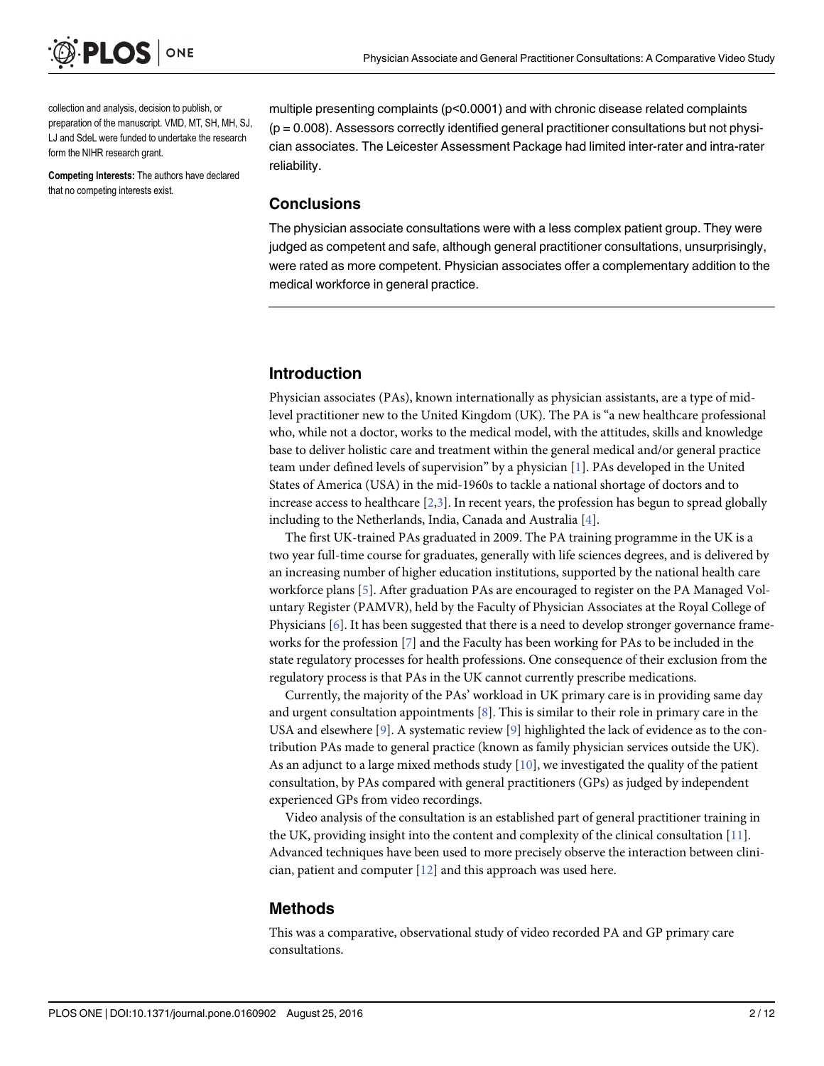collection and analysis, decision to publish, or preparation of the manuscript. VMD, MT, SH, MH, SJ, LJ and SdeL were funded to undertake the research form the NIHR research grant.

**Competing Interests:** The authors have declared that no competing interests exist.

multiple presenting complaints ($p<0.0001$) and with chronic disease related complaints ($p = 0.008$). Assessors correctly identified general practitioner consultations but not physician associates. The Leicester Assessment Package had limited inter-rater and intra-rater reliability.

## Conclusions

The physician associate consultations were with a less complex patient group. They were judged as competent and safe, although general practitioner consultations, unsurprisingly, were rated as more competent. Physician associates offer a complementary addition to the medical workforce in general practice.

## Introduction

Physician associates (PAs), known internationally as physician assistants, are a type of mid-level practitioner new to the United Kingdom (UK). The PA is "a new healthcare professional who, while not a doctor, works to the medical model, with the attitudes, skills and knowledge base to deliver holistic care and treatment within the general medical and/or general practice team under defined levels of supervision" by a physician [1]. PAs developed in the United States of America (USA) in the mid-1960s to tackle a national shortage of doctors and to increase access to healthcare [2,3]. In recent years, the profession has begun to spread globally including to the Netherlands, India, Canada and Australia [4].

The first UK-trained PAs graduated in 2009. The PA training programme in the UK is a two year full-time course for graduates, generally with life sciences degrees, and is delivered by an increasing number of higher education institutions, supported by the national health care workforce plans [5]. After graduation PAs are encouraged to register on the PA Managed Voluntary Register (PAMVR), held by the Faculty of Physician Associates at the Royal College of Physicians [6]. It has been suggested that there is a need to develop stronger governance frameworks for the profession [7] and the Faculty has been working for PAs to be included in the state regulatory processes for health professions. One consequence of their exclusion from the regulatory process is that PAs in the UK cannot currently prescribe medications.

Currently, the majority of the PAs' workload in UK primary care is in providing same day and urgent consultation appointments [8]. This is similar to their role in primary care in the USA and elsewhere [9]. A systematic review [9] highlighted the lack of evidence as to the contribution PAs made to general practice (known as family physician services outside the UK). As an adjunct to a large mixed methods study [10], we investigated the quality of the patient consultation, by PAs compared with general practitioners (GPs) as judged by independent experienced GPs from video recordings.

Video analysis of the consultation is an established part of general practitioner training in the UK, providing insight into the content and complexity of the clinical consultation [11]. Advanced techniques have been used to more precisely observe the interaction between clinician, patient and computer [12] and this approach was used here.

## Methods

This was a comparative, observational study of video recorded PA and GP primary care consultations.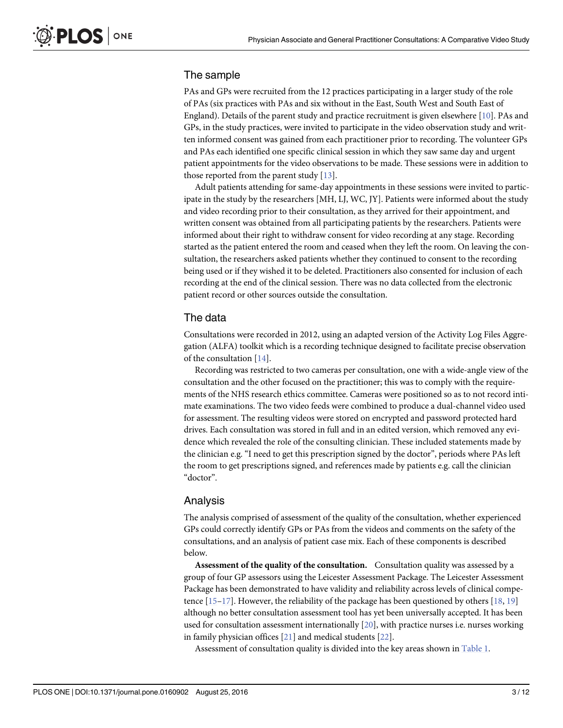## The sample

PAs and GPs were recruited from the 12 practices participating in a larger study of the role of PAs (six practices with PAs and six without in the East, South West and South East of England). Details of the parent study and practice recruitment is given elsewhere [10]. PAs and GPs, in the study practices, were invited to participate in the video observation study and written informed consent was gained from each practitioner prior to recording. The volunteer GPs and PAs each identified one specific clinical session in which they saw same day and urgent patient appointments for the video observations to be made. These sessions were in addition to those reported from the parent study [13].

Adult patients attending for same-day appointments in these sessions were invited to participate in the study by the researchers [MH, LJ, WC, JY]. Patients were informed about the study and video recording prior to their consultation, as they arrived for their appointment, and written consent was obtained from all participating patients by the researchers. Patients were informed about their right to withdraw consent for video recording at any stage. Recording started as the patient entered the room and ceased when they left the room. On leaving the consultation, the researchers asked patients whether they continued to consent to the recording being used or if they wished it to be deleted. Practitioners also consented for inclusion of each recording at the end of the clinical session. There was no data collected from the electronic patient record or other sources outside the consultation.

## The data

Consultations were recorded in 2012, using an adapted version of the Activity Log Files Aggregation (ALFA) toolkit which is a recording technique designed to facilitate precise observation of the consultation [14].

Recording was restricted to two cameras per consultation, one with a wide-angle view of the consultation and the other focused on the practitioner; this was to comply with the requirements of the NHS research ethics committee. Cameras were positioned so as to not record intimate examinations. The two video feeds were combined to produce a dual-channel video used for assessment. The resulting videos were stored on encrypted and password protected hard drives. Each consultation was stored in full and in an edited version, which removed any evidence which revealed the role of the consulting clinician. These included statements made by the clinician e.g. "I need to get this prescription signed by the doctor", periods where PAs left the room to get prescriptions signed, and references made by patients e.g. call the clinician "doctor".

## Analysis

The analysis comprised of assessment of the quality of the consultation, whether experienced GPs could correctly identify GPs or PAs from the videos and comments on the safety of the consultations, and an analysis of patient case mix. Each of these components is described below.

**Assessment of the quality of the consultation.** Consultation quality was assessed by a group of four GP assessors using the Leicester Assessment Package. The Leicester Assessment Package has been demonstrated to have validity and reliability across levels of clinical competence [15–17]. However, the reliability of the package has been questioned by others [18, 19] although no better consultation assessment tool has yet been universally accepted. It has been used for consultation assessment internationally [20], with practice nurses i.e. nurses working in family physician offices [21] and medical students [22].

Assessment of consultation quality is divided into the key areas shown in Table 1.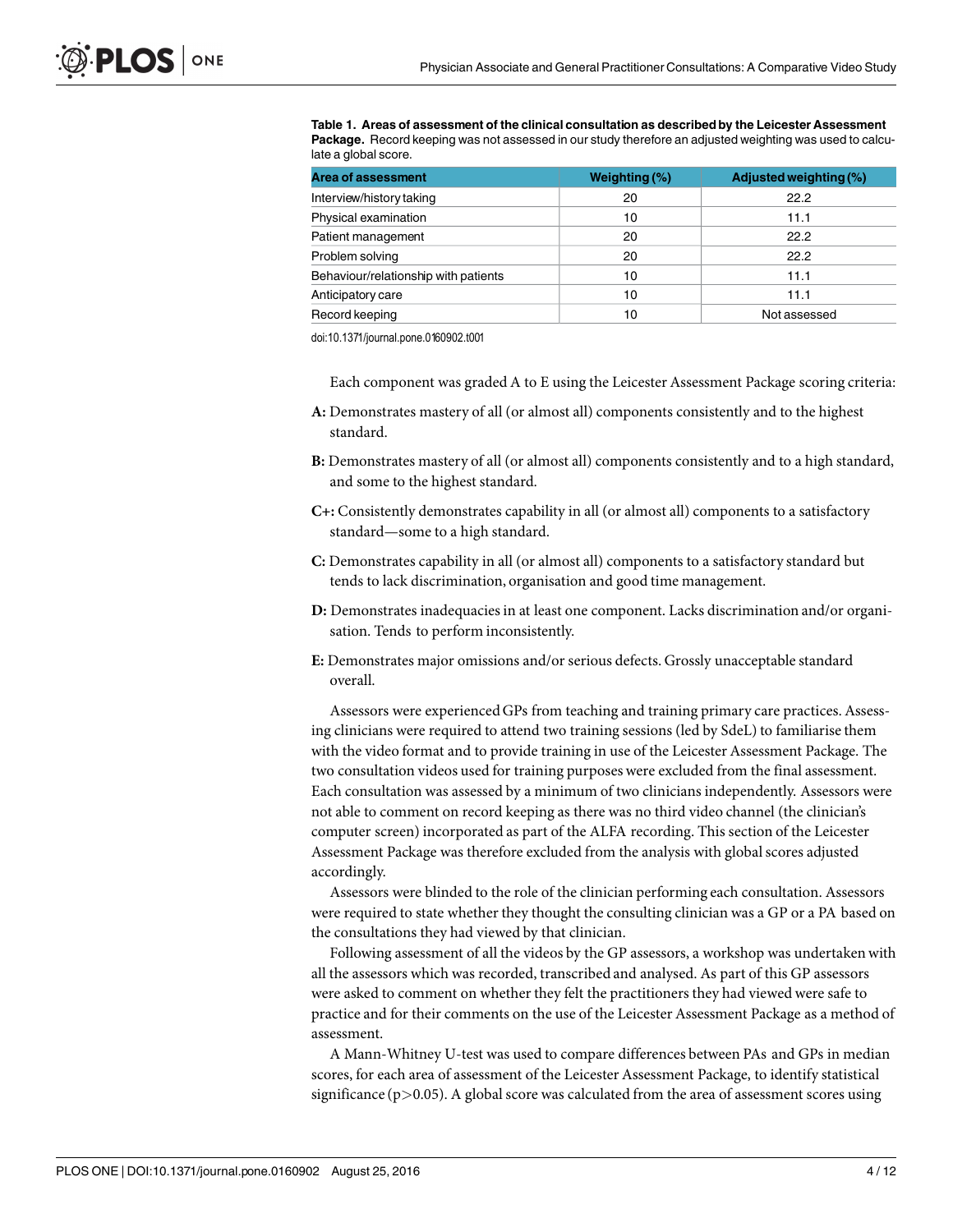**Table 1. Areas of assessment of the clinical consultation as described by the Leicester Assessment Package.** Record keeping was not assessed in our study therefore an adjusted weighting was used to calculate a global score.

| Area of assessment | Weighting (%) | Adjusted weighting (%) |
| --- | --- | --- |
| Interview/history taking | 20 | 22.2 |
| Physical examination | 10 | 11.1 |
| Patient management | 20 | 22.2 |
| Problem solving | 20 | 22.2 |
| Behaviour/relationship with patients | 10 | 11.1 |
| Anticipatory care | 10 | 11.1 |
| Record keeping | 10 | Not assessed |

doi:10.1371/journal.pone.0160902.t001

Each component was graded A to E using the Leicester Assessment Package scoring criteria:

**A:** Demonstrates mastery of all (or almost all) components consistently and to the highest standard.

**B:** Demonstrates mastery of all (or almost all) components consistently and to a high standard, and some to the highest standard.

**C+:** Consistently demonstrates capability in all (or almost all) components to a satisfactory standard—some to a high standard.

**C:** Demonstrates capability in all (or almost all) components to a satisfactory standard but tends to lack discrimination, organisation and good time management.

**D:** Demonstrates inadequacies in at least one component. Lacks discrimination and/or organisation. Tends to perform inconsistently.

**E:** Demonstrates major omissions and/or serious defects. Grossly unacceptable standard overall.

Assessors were experienced GPs from teaching and training primary care practices. Assessing clinicians were required to attend two training sessions (led by SdeL) to familiarise them with the video format and to provide training in use of the Leicester Assessment Package. The two consultation videos used for training purposes were excluded from the final assessment. Each consultation was assessed by a minimum of two clinicians independently. Assessors were not able to comment on record keeping as there was no third video channel (the clinician's computer screen) incorporated as part of the ALFA recording. This section of the Leicester Assessment Package was therefore excluded from the analysis with global scores adjusted accordingly.

Assessors were blinded to the role of the clinician performing each consultation. Assessors were required to state whether they thought the consulting clinician was a GP or a PA based on the consultations they had viewed by that clinician.

Following assessment of all the videos by the GP assessors, a workshop was undertaken with all the assessors which was recorded, transcribed and analysed. As part of this GP assessors were asked to comment on whether they felt the practitioners they had viewed were safe to practice and for their comments on the use of the Leicester Assessment Package as a method of assessment.

A Mann-Whitney U-test was used to compare differences between PAs and GPs in median scores, for each area of assessment of the Leicester Assessment Package, to identify statistical significance ($p>0.05$). A global score was calculated from the area of assessment scores using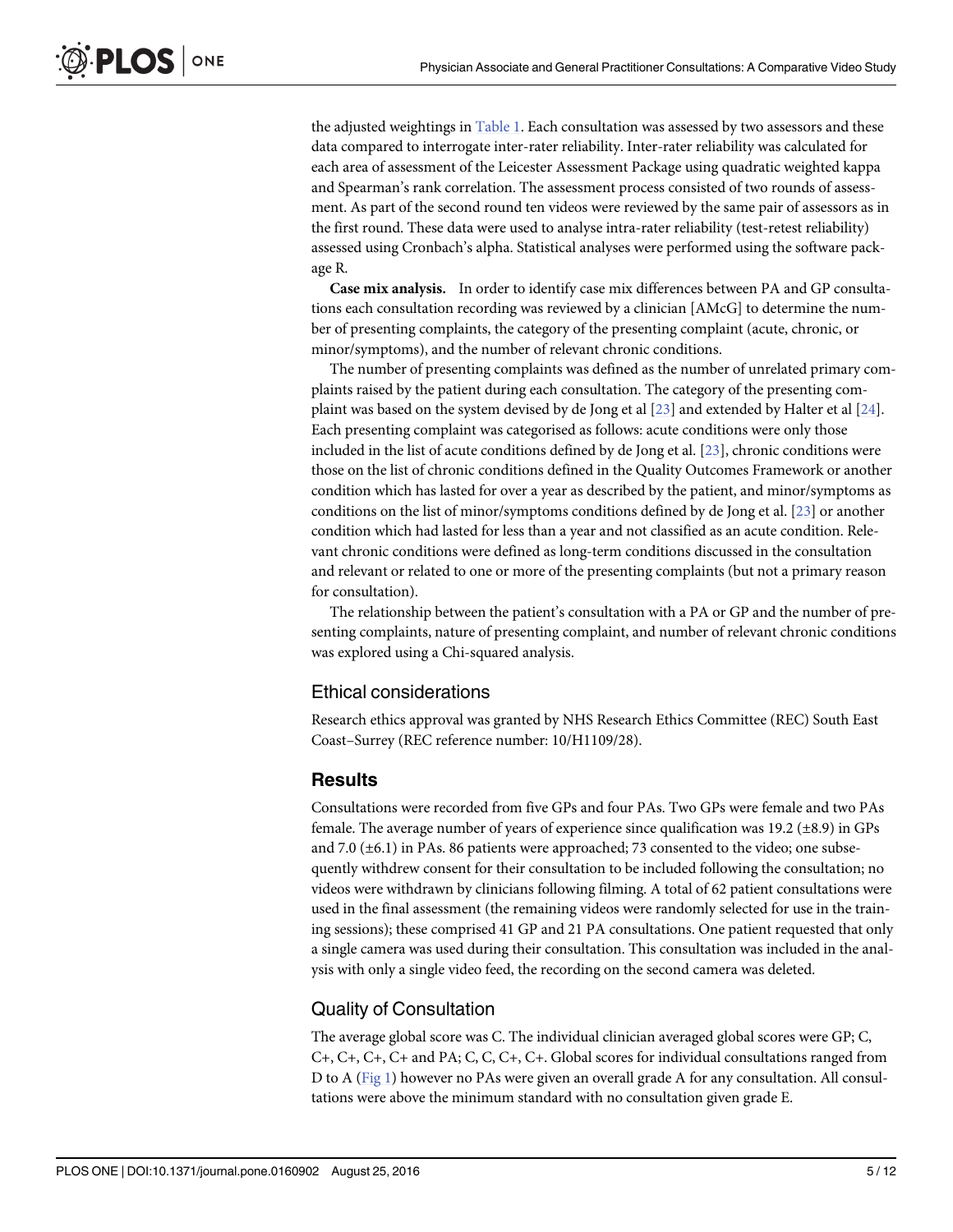the adjusted weightings in Table 1. Each consultation was assessed by two assessors and these data compared to interrogate inter-rater reliability. Inter-rater reliability was calculated for each area of assessment of the Leicester Assessment Package using quadratic weighted kappa and Spearman's rank correlation. The assessment process consisted of two rounds of assessment. As part of the second round ten videos were reviewed by the same pair of assessors as in the first round. These data were used to analyse intra-rater reliability (test-retest reliability) assessed using Cronbach's alpha. Statistical analyses were performed using the software package R.

**Case mix analysis.** In order to identify case mix differences between PA and GP consultations each consultation recording was reviewed by a clinician [AMcG] to determine the number of presenting complaints, the category of the presenting complaint (acute, chronic, or minor/symptoms), and the number of relevant chronic conditions.

The number of presenting complaints was defined as the number of unrelated primary complaints raised by the patient during each consultation. The category of the presenting complaint was based on the system devised by de Jong et al [23] and extended by Halter et al [24]. Each presenting complaint was categorised as follows: acute conditions were only those included in the list of acute conditions defined by de Jong et al. [23], chronic conditions were those on the list of chronic conditions defined in the Quality Outcomes Framework or another condition which has lasted for over a year as described by the patient, and minor/symptoms as conditions on the list of minor/symptoms conditions defined by de Jong et al. [23] or another condition which had lasted for less than a year and not classified as an acute condition. Relevant chronic conditions were defined as long-term conditions discussed in the consultation and relevant or related to one or more of the presenting complaints (but not a primary reason for consultation).

The relationship between the patient's consultation with a PA or GP and the number of presenting complaints, nature of presenting complaint, and number of relevant chronic conditions was explored using a Chi-squared analysis.

## Ethical considerations

Research ethics approval was granted by NHS Research Ethics Committee (REC) South East Coast–Surrey (REC reference number: 10/H1109/28).

# Results

Consultations were recorded from five GPs and four PAs. Two GPs were female and two PAs female. The average number of years of experience since qualification was 19.2 (±8.9) in GPs and 7.0 (±6.1) in PAs. 86 patients were approached; 73 consented to the video; one subsequently withdrew consent for their consultation to be included following the consultation; no videos were withdrawn by clinicians following filming. A total of 62 patient consultations were used in the final assessment (the remaining videos were randomly selected for use in the training sessions); these comprised 41 GP and 21 PA consultations. One patient requested that only a single camera was used during their consultation. This consultation was included in the analysis with only a single video feed, the recording on the second camera was deleted.

## Quality of Consultation

The average global score was C. The individual clinician averaged global scores were GP; C, C+, C+, C+, C+ and PA; C, C, C+, C+. Global scores for individual consultations ranged from D to A (Fig 1) however no PAs were given an overall grade A for any consultation. All consultations were above the minimum standard with no consultation given grade E.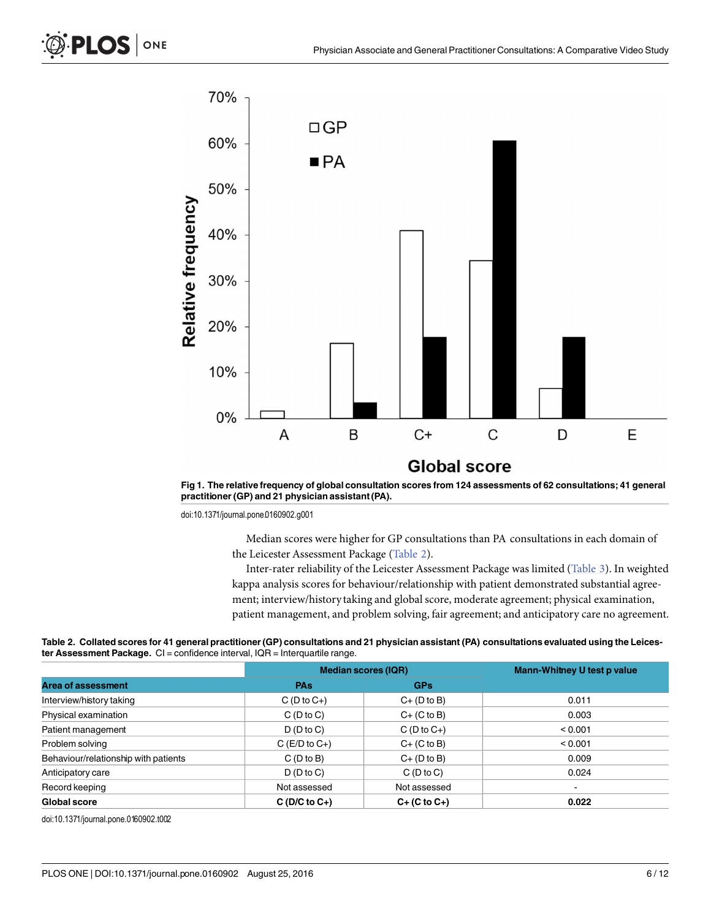70%

60%

50%

40%

30%

20%

10%

0%

Relative frequency

□ GP

■ PA

A B C+ C D E

Global score

**Fig 1. The relative frequency of global consultation scores from 124 assessments of 62 consultations; 41 general practitioner (GP) and 21 physician assistant (PA).**

doi:10.1371/journal.pone.0160902.g001

Median scores were higher for GP consultations than PA consultations in each domain of the Leicester Assessment Package (Table 2).

Inter-rater reliability of the Leicester Assessment Package was limited (Table 3). In weighted kappa analysis scores for behaviour/relationship with patient demonstrated substantial agreement; interview/history taking and global score, moderate agreement; physical examination, patient management, and problem solving, fair agreement; and anticipatory care no agreement.

**Table 2. Collated scores for 41 general practitioner (GP) consultations and 21 physician assistant (PA) consultations evaluated using the Leicester Assessment Package.** CI = confidence interval, IQR = Interquartile range.

| | Median scores (IQR) | | Mann-Whitney U test p value |
|---|---|---|---|
| **Area of assessment** | **PAs** | **GPs** | |
| Interview/history taking | C (D to C+) | C+ (D to B) | 0.011 |
| Physical examination | C (D to C) | C+ (C to B) | 0.003 |
| Patient management | D (D to C) | C (D to C+) | < 0.001 |
| Problem solving | C (E/D to C+) | C+ (C to B) | < 0.001 |
| Behaviour/relationship with patients | C (D to B) | C+ (D to B) | 0.009 |
| Anticipatory care | D (D to C) | C (D to C) | 0.024 |
| Record keeping | Not assessed | Not assessed | - |
| **Global score** | **C (D/C to C+)** | **C+ (C to C+)** | **0.022** |

doi:10.1371/journal.pone.0160902.t002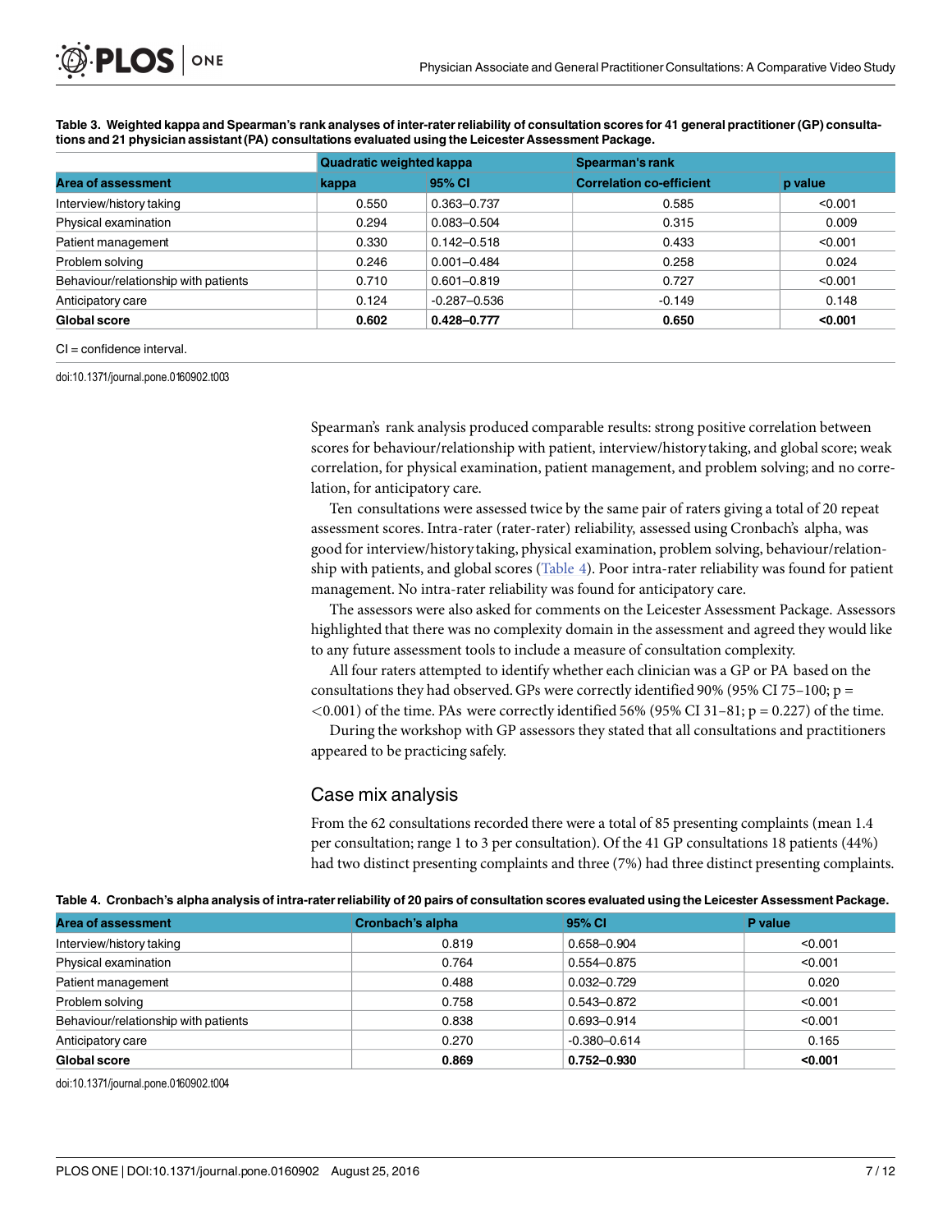**Table 3. Weighted kappa and Spearman's rank analyses of inter-rater reliability of consultation scores for 41 general practitioner (GP) consultations and 21 physician assistant (PA) consultations evaluated using the Leicester Assessment Package.**

| | Quadratic weighted kappa | | Spearman's rank | |
|---|---|---|---|---|
| **Area of assessment** | **kappa** | **95% CI** | **Correlation co-efficient** | **p value** |
| Interview/history taking | 0.550 | 0.363–0.737 | 0.585 | <0.001 |
| Physical examination | 0.294 | 0.083–0.504 | 0.315 | 0.009 |
| Patient management | 0.330 | 0.142–0.518 | 0.433 | <0.001 |
| Problem solving | 0.246 | 0.001–0.484 | 0.258 | 0.024 |
| Behaviour/relationship with patients | 0.710 | 0.601–0.819 | 0.727 | <0.001 |
| Anticipatory care | 0.124 | -0.287–0.536 | -0.149 | 0.148 |
| **Global score** | **0.602** | **0.428–0.777** | **0.650** | **<0.001** |

CI = confidence interval.

doi:10.1371/journal.pone.0160902.t003

Spearman's rank analysis produced comparable results: strong positive correlation between scores for behaviour/relationship with patient, interview/history taking, and global score; weak correlation, for physical examination, patient management, and problem solving; and no correlation, for anticipatory care.

Ten consultations were assessed twice by the same pair of raters giving a total of 20 repeat assessment scores. Intra-rater (rater-rater) reliability, assessed using Cronbach's alpha, was good for interview/history taking, physical examination, problem solving, behaviour/relationship with patients, and global scores (Table 4). Poor intra-rater reliability was found for patient management. No intra-rater reliability was found for anticipatory care.

The assessors were also asked for comments on the Leicester Assessment Package. Assessors highlighted that there was no complexity domain in the assessment and agreed they would like to any future assessment tools to include a measure of consultation complexity.

All four raters attempted to identify whether each clinician was a GP or PA based on the consultations they had observed. GPs were correctly identified 90% (95% CI 75–100; p = <0.001) of the time. PAs were correctly identified 56% (95% CI 31–81; p = 0.227) of the time.

During the workshop with GP assessors they stated that all consultations and practitioners appeared to be practicing safely.

## Case mix analysis

From the 62 consultations recorded there were a total of 85 presenting complaints (mean 1.4 per consultation; range 1 to 3 per consultation). Of the 41 GP consultations 18 patients (44%) had two distinct presenting complaints and three (7%) had three distinct presenting complaints.

**Table 4. Cronbach's alpha analysis of intra-rater reliability of 20 pairs of consultation scores evaluated using the Leicester Assessment Package.**

| Area of assessment | Cronbach's alpha | 95% CI | P value |
|---|---|---|---|
| Interview/history taking | 0.819 | 0.658–0.904 | <0.001 |
| Physical examination | 0.764 | 0.554–0.875 | <0.001 |
| Patient management | 0.488 | 0.032–0.729 | 0.020 |
| Problem solving | 0.758 | 0.543–0.872 | <0.001 |
| Behaviour/relationship with patients | 0.838 | 0.693–0.914 | <0.001 |
| Anticipatory care | 0.270 | -0.380–0.614 | 0.165 |
| **Global score** | **0.869** | **0.752–0.930** | **<0.001** |

doi:10.1371/journal.pone.0160902.t004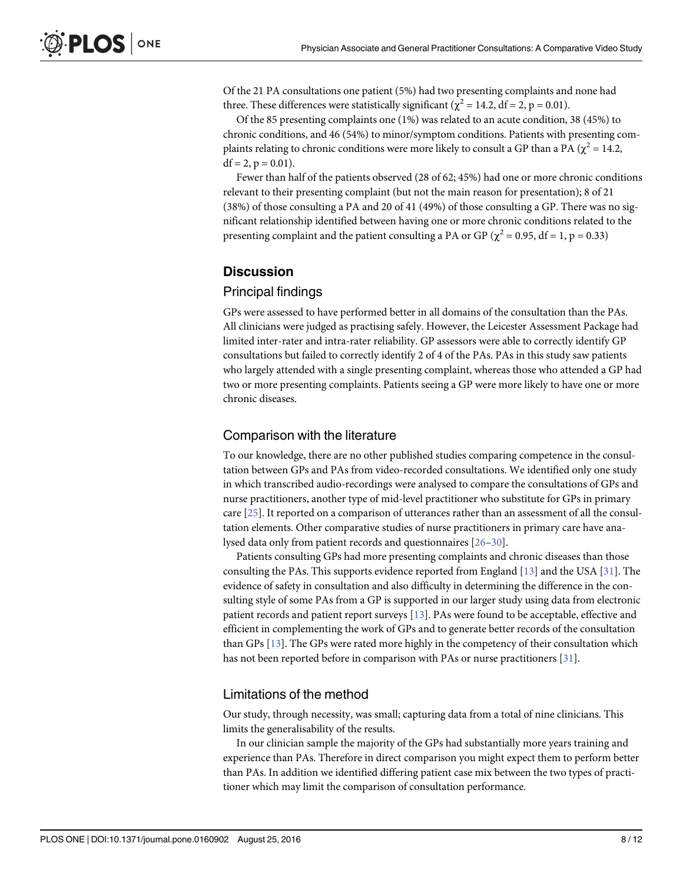Of the 21 PA consultations one patient (5%) had two presenting complaints and none had three. These differences were statistically significant ($\chi^2 = 14.2$, df = 2, p = 0.01).

Of the 85 presenting complaints one (1%) was related to an acute condition, 38 (45%) to chronic conditions, and 46 (54%) to minor/symptom conditions. Patients with presenting complaints relating to chronic conditions were more likely to consult a GP than a PA ($\chi^2 = 14.2$, df = 2, p = 0.01).

Fewer than half of the patients observed (28 of 62; 45%) had one or more chronic conditions relevant to their presenting complaint (but not the main reason for presentation); 8 of 21 (38%) of those consulting a PA and 20 of 41 (49%) of those consulting a GP. There was no significant relationship identified between having one or more chronic conditions related to the presenting complaint and the patient consulting a PA or GP ($\chi^2 = 0.95$, df = 1, p = 0.33)

## Discussion

### Principal findings

GPs were assessed to have performed better in all domains of the consultation than the PAs. All clinicians were judged as practising safely. However, the Leicester Assessment Package had limited inter-rater and intra-rater reliability. GP assessors were able to correctly identify GP consultations but failed to correctly identify 2 of 4 of the PAs. PAs in this study saw patients who largely attended with a single presenting complaint, whereas those who attended a GP had two or more presenting complaints. Patients seeing a GP were more likely to have one or more chronic diseases.

### Comparison with the literature

To our knowledge, there are no other published studies comparing competence in the consultation between GPs and PAs from video-recorded consultations. We identified only one study in which transcribed audio-recordings were analysed to compare the consultations of GPs and nurse practitioners, another type of mid-level practitioner who substitute for GPs in primary care [25]. It reported on a comparison of utterances rather than an assessment of all the consultation elements. Other comparative studies of nurse practitioners in primary care have analysed data only from patient records and questionnaires [26–30].

Patients consulting GPs had more presenting complaints and chronic diseases than those consulting the PAs. This supports evidence reported from England [13] and the USA [31]. The evidence of safety in consultation and also difficulty in determining the difference in the consulting style of some PAs from a GP is supported in our larger study using data from electronic patient records and patient report surveys [13]. PAs were found to be acceptable, effective and efficient in complementing the work of GPs and to generate better records of the consultation than GPs [13]. The GPs were rated more highly in the competency of their consultation which has not been reported before in comparison with PAs or nurse practitioners [31].

### Limitations of the method

Our study, through necessity, was small; capturing data from a total of nine clinicians. This limits the generalisability of the results.

In our clinician sample the majority of the GPs had substantially more years training and experience than PAs. Therefore in direct comparison you might expect them to perform better than PAs. In addition we identified differing patient case mix between the two types of practitioner which may limit the comparison of consultation performance.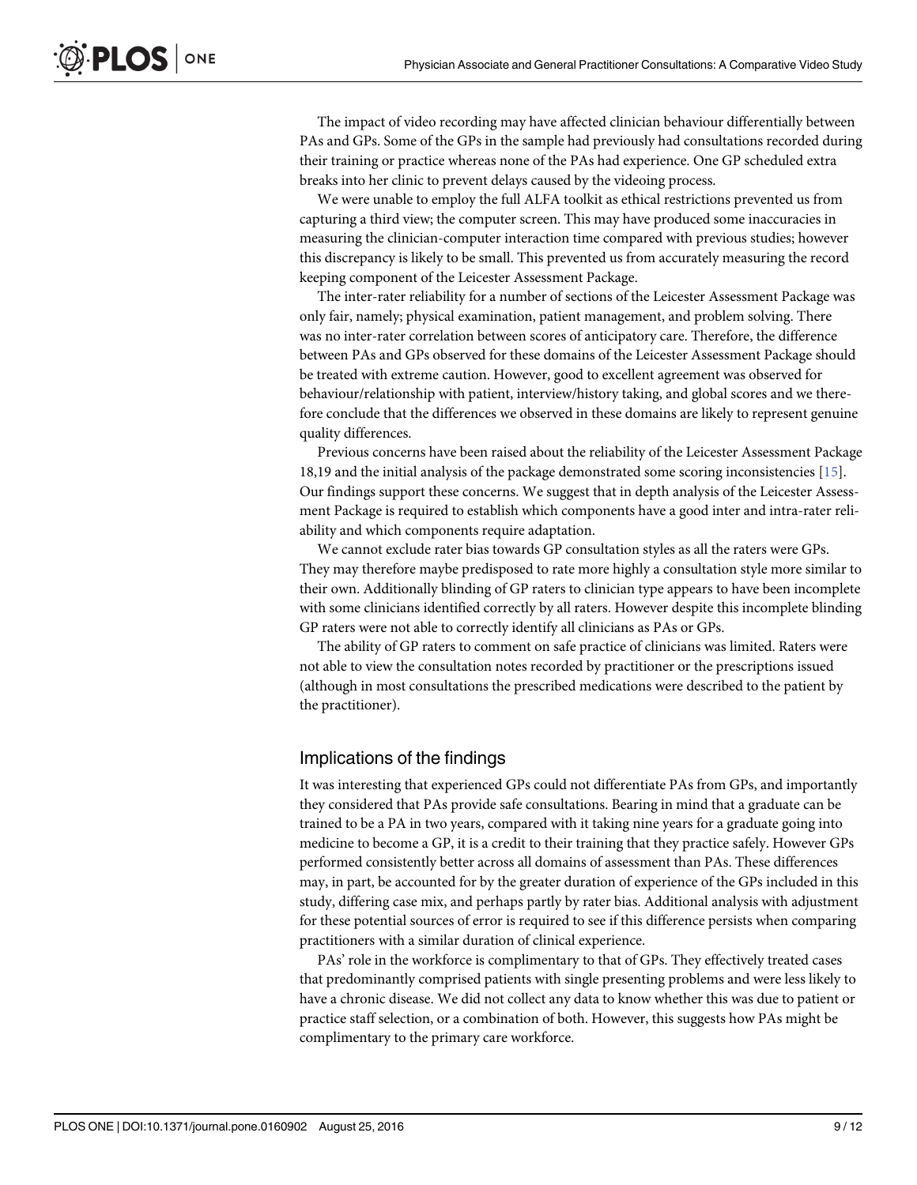The impact of video recording may have affected clinician behaviour differentially between PAs and GPs. Some of the GPs in the sample had previously had consultations recorded during their training or practice whereas none of the PAs had experience. One GP scheduled extra breaks into her clinic to prevent delays caused by the videoing process.

We were unable to employ the full ALFA toolkit as ethical restrictions prevented us from capturing a third view; the computer screen. This may have produced some inaccuracies in measuring the clinician-computer interaction time compared with previous studies; however this discrepancy is likely to be small. This prevented us from accurately measuring the record keeping component of the Leicester Assessment Package.

The inter-rater reliability for a number of sections of the Leicester Assessment Package was only fair, namely; physical examination, patient management, and problem solving. There was no inter-rater correlation between scores of anticipatory care. Therefore, the difference between PAs and GPs observed for these domains of the Leicester Assessment Package should be treated with extreme caution. However, good to excellent agreement was observed for behaviour/relationship with patient, interview/history taking, and global scores and we therefore conclude that the differences we observed in these domains are likely to represent genuine quality differences.

Previous concerns have been raised about the reliability of the Leicester Assessment Package 18,19 and the initial analysis of the package demonstrated some scoring inconsistencies [15]. Our findings support these concerns. We suggest that in depth analysis of the Leicester Assessment Package is required to establish which components have a good inter and intra-rater reliability and which components require adaptation.

We cannot exclude rater bias towards GP consultation styles as all the raters were GPs. They may therefore maybe predisposed to rate more highly a consultation style more similar to their own. Additionally blinding of GP raters to clinician type appears to have been incomplete with some clinicians identified correctly by all raters. However despite this incomplete blinding GP raters were not able to correctly identify all clinicians as PAs or GPs.

The ability of GP raters to comment on safe practice of clinicians was limited. Raters were not able to view the consultation notes recorded by practitioner or the prescriptions issued (although in most consultations the prescribed medications were described to the patient by the practitioner).

## Implications of the findings

It was interesting that experienced GPs could not differentiate PAs from GPs, and importantly they considered that PAs provide safe consultations. Bearing in mind that a graduate can be trained to be a PA in two years, compared with it taking nine years for a graduate going into medicine to become a GP, it is a credit to their training that they practice safely. However GPs performed consistently better across all domains of assessment than PAs. These differences may, in part, be accounted for by the greater duration of experience of the GPs included in this study, differing case mix, and perhaps partly by rater bias. Additional analysis with adjustment for these potential sources of error is required to see if this difference persists when comparing practitioners with a similar duration of clinical experience.

PAs' role in the workforce is complimentary to that of GPs. They effectively treated cases that predominantly comprised patients with single presenting problems and were less likely to have a chronic disease. We did not collect any data to know whether this was due to patient or practice staff selection, or a combination of both. However, this suggests how PAs might be complimentary to the primary care workforce.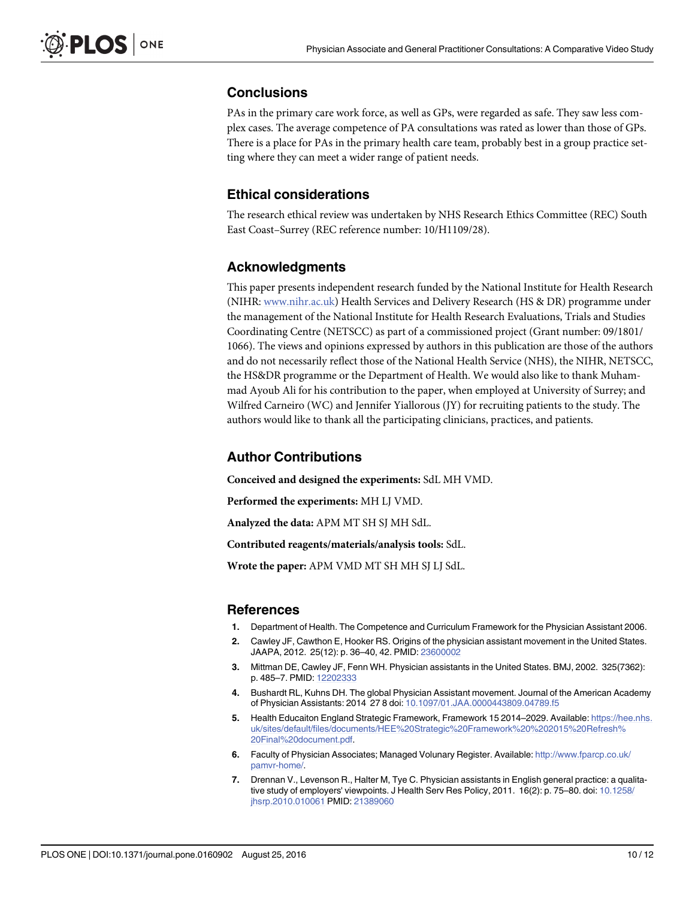## Conclusions

PAs in the primary care work force, as well as GPs, were regarded as safe. They saw less complex cases. The average competence of PA consultations was rated as lower than those of GPs. There is a place for PAs in the primary health care team, probably best in a group practice setting where they can meet a wider range of patient needs.

## Ethical considerations

The research ethical review was undertaken by NHS Research Ethics Committee (REC) South East Coast–Surrey (REC reference number: 10/H1109/28).

## Acknowledgments

This paper presents independent research funded by the National Institute for Health Research (NIHR: www.nihr.ac.uk) Health Services and Delivery Research (HS & DR) programme under the management of the National Institute for Health Research Evaluations, Trials and Studies Coordinating Centre (NETSCC) as part of a commissioned project (Grant number: 09/1801/1066). The views and opinions expressed by authors in this publication are those of the authors and do not necessarily reflect those of the National Health Service (NHS), the NIHR, NETSCC, the HS&DR programme or the Department of Health. We would also like to thank Muhammad Ayoub Ali for his contribution to the paper, when employed at University of Surrey; and Wilfred Carneiro (WC) and Jennifer Yiallorous (JY) for recruiting patients to the study. The authors would like to thank all the participating clinicians, practices, and patients.

## Author Contributions

**Conceived and designed the experiments:** SdL MH VMD.

**Performed the experiments:** MH LJ VMD.

**Analyzed the data:** APM MT SH SJ MH SdL.

**Contributed reagents/materials/analysis tools:** SdL.

**Wrote the paper:** APM VMD MT SH MH SJ LJ SdL.

## References

1. Department of Health. The Competence and Curriculum Framework for the Physician Assistant 2006.
2. Cawley JF, Cawthon E, Hooker RS. Origins of the physician assistant movement in the United States. JAAPA, 2012. 25(12): p. 36–40, 42. PMID: 23600002
3. Mittman DE, Cawley JF, Fenn WH. Physician assistants in the United States. BMJ, 2002. 325(7362): p. 485–7. PMID: 12202333
4. Bushardt RL, Kuhns DH. The global Physician Assistant movement. Journal of the American Academy of Physician Assistants: 2014 27 8 doi: 10.1097/01.JAA.0000443809.04789.f5
5. Health Educaiton England Strategic Framework, Framework 15 2014–2029. Available: https://hee.nhs.uk/sites/default/files/documents/HEE%20Strategic%20Framework%20%202015%20Refresh%20Final%20document.pdf.
6. Faculty of Physician Associates; Managed Volunary Register. Available: http://www.fparcp.co.uk/pamvr-home/.
7. Drennan V., Levenson R., Halter M, Tye C. Physician assistants in English general practice: a qualitative study of employers' viewpoints. J Health Serv Res Policy, 2011. 16(2): p. 75–80. doi: 10.1258/jhsrp.2010.010061 PMID: 21389060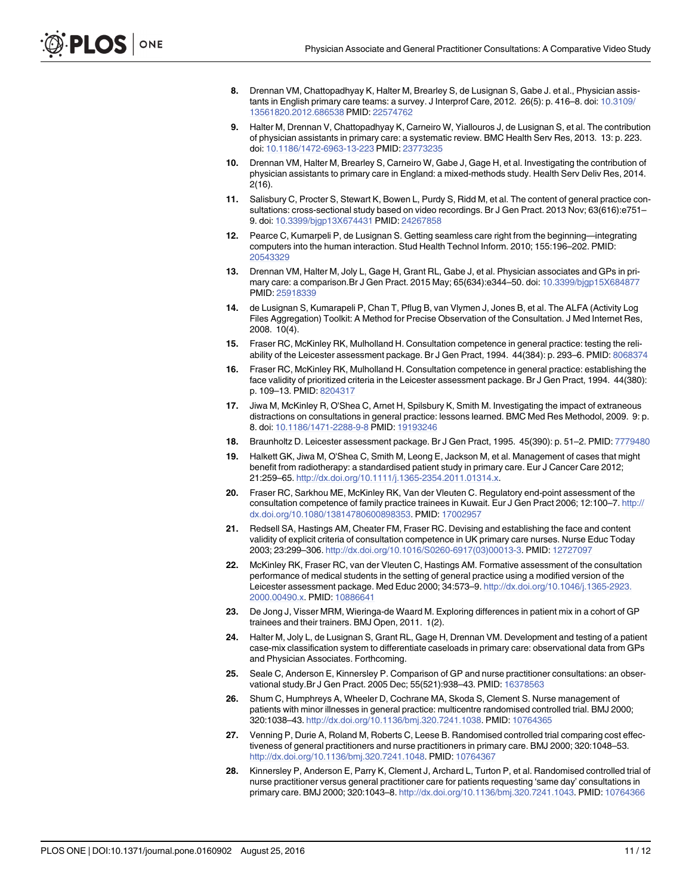8. Drennan VM, Chattopadhyay K, Halter M, Brearley S, de Lusignan S, Gabe J. et al., Physician assistants in English primary care teams: a survey. J Interprof Care, 2012. 26(5): p. 416–8. doi: 10.3109/13561820.2012.686538 PMID: 22574762

9. Halter M, Drennan V, Chattopadhyay K, Carneiro W, Yiallouros J, de Lusignan S, et al. The contribution of physician assistants in primary care: a systematic review. BMC Health Serv Res, 2013. 13: p. 223. doi: 10.1186/1472-6963-13-223 PMID: 23773235

10. Drennan VM, Halter M, Brearley S, Carneiro W, Gabe J, Gage H, et al. Investigating the contribution of physician assistants to primary care in England: a mixed-methods study. Health Serv Deliv Res, 2014. 2(16).

11. Salisbury C, Procter S, Stewart K, Bowen L, Purdy S, Ridd M, et al. The content of general practice consultations: cross-sectional study based on video recordings. Br J Gen Pract. 2013 Nov; 63(616):e751–9. doi: 10.3399/bjgp13X674431 PMID: 24267858

12. Pearce C, Kumarpeli P, de Lusignan S. Getting seamless care right from the beginning—integrating computers into the human interaction. Stud Health Technol Inform. 2010; 155:196–202. PMID: 20543329

13. Drennan VM, Halter M, Joly L, Gage H, Grant RL, Gabe J, et al. Physician associates and GPs in primary care: a comparison.Br J Gen Pract. 2015 May; 65(634):e344–50. doi: 10.3399/bjgp15X684877 PMID: 25918339

14. de Lusignan S, Kumarapeli P, Chan T, Pflug B, van Vlymen J, Jones B, et al. The ALFA (Activity Log Files Aggregation) Toolkit: A Method for Precise Observation of the Consultation. J Med Internet Res, 2008. 10(4).

15. Fraser RC, McKinley RK, Mulholland H. Consultation competence in general practice: testing the reliability of the Leicester assessment package. Br J Gen Pract, 1994. 44(384): p. 293–6. PMID: 8068374

16. Fraser RC, McKinley RK, Mulholland H. Consultation competence in general practice: establishing the face validity of prioritized criteria in the Leicester assessment package. Br J Gen Pract, 1994. 44(380): p. 109–13. PMID: 8204317

17. Jiwa M, McKinley R, O'Shea C, Arnet H, Spilsbury K, Smith M. Investigating the impact of extraneous distractions on consultations in general practice: lessons learned. BMC Med Res Methodol, 2009. 9: p. 8. doi: 10.1186/1471-2288-9-8 PMID: 19193246

18. Braunholtz D. Leicester assessment package. Br J Gen Pract, 1995. 45(390): p. 51–2. PMID: 7779480

19. Halkett GK, Jiwa M, O'Shea C, Smith M, Leong E, Jackson M, et al. Management of cases that might benefit from radiotherapy: a standardised patient study in primary care. Eur J Cancer Care 2012; 21:259–65. http://dx.doi.org/10.1111/j.1365-2354.2011.01314.x.

20. Fraser RC, Sarkhou ME, McKinley RK, Van der Vleuten C. Regulatory end-point assessment of the consultation competence of family practice trainees in Kuwait. Eur J Gen Pract 2006; 12:100–7. http://dx.doi.org/10.1080/13814780600898353. PMID: 17002957

21. Redsell SA, Hastings AM, Cheater FM, Fraser RC. Devising and establishing the face and content validity of explicit criteria of consultation competence in UK primary care nurses. Nurse Educ Today 2003; 23:299–306. http://dx.doi.org/10.1016/S0260-6917(03)00013-3. PMID: 12727097

22. McKinley RK, Fraser RC, van der Vleuten C, Hastings AM. Formative assessment of the consultation performance of medical students in the setting of general practice using a modified version of the Leicester assessment package. Med Educ 2000; 34:573–9. http://dx.doi.org/10.1046/j.1365-2923.2000.00490.x. PMID: 10886641

23. De Jong J, Visser MRM, Wieringa-de Waard M. Exploring differences in patient mix in a cohort of GP trainees and their trainers. BMJ Open, 2011. 1(2).

24. Halter M, Joly L, de Lusignan S, Grant RL, Gage H, Drennan VM. Development and testing of a patient case-mix classification system to differentiate caseloads in primary care: observational data from GPs and Physician Associates. Forthcoming.

25. Seale C, Anderson E, Kinnersley P. Comparison of GP and nurse practitioner consultations: an observational study.Br J Gen Pract. 2005 Dec; 55(521):938–43. PMID: 16378563

26. Shum C, Humphreys A, Wheeler D, Cochrane MA, Skoda S, Clement S. Nurse management of patients with minor illnesses in general practice: multicentre randomised controlled trial. BMJ 2000; 320:1038–43. http://dx.doi.org/10.1136/bmj.320.7241.1038. PMID: 10764365

27. Venning P, Durie A, Roland M, Roberts C, Leese B. Randomised controlled trial comparing cost effectiveness of general practitioners and nurse practitioners in primary care. BMJ 2000; 320:1048–53. http://dx.doi.org/10.1136/bmj.320.7241.1048. PMID: 10764367

28. Kinnersley P, Anderson E, Parry K, Clement J, Archard L, Turton P, et al. Randomised controlled trial of nurse practitioner versus general practitioner care for patients requesting 'same day' consultations in primary care. BMJ 2000; 320:1043–8. http://dx.doi.org/10.1136/bmj.320.7241.1043. PMID: 10764366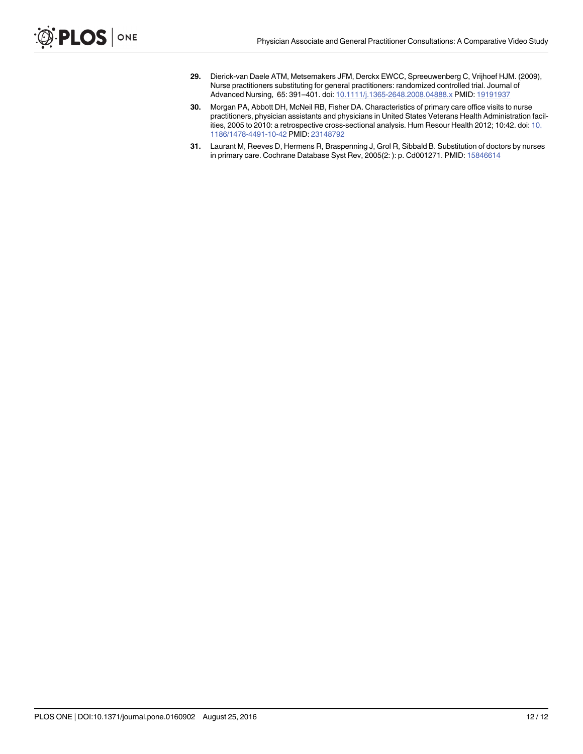29. Dierick-van Daele ATM, Metsemakers JFM, Derckx EWCC, Spreeuwenberg C, Vrijhoef HJM. (2009), Nurse practitioners substituting for general practitioners: randomized controlled trial. Journal of Advanced Nursing, 65: 391–401. doi: 10.1111/j.1365-2648.2008.04888.x PMID: 19191937

30. Morgan PA, Abbott DH, McNeil RB, Fisher DA. Characteristics of primary care office visits to nurse practitioners, physician assistants and physicians in United States Veterans Health Administration facilities, 2005 to 2010: a retrospective cross-sectional analysis. Hum Resour Health 2012; 10:42. doi: 10.1186/1478-4491-10-42 PMID: 23148792

31. Laurant M, Reeves D, Hermens R, Braspenning J, Grol R, Sibbald B. Substitution of doctors by nurses in primary care. Cochrane Database Syst Rev, 2005(2: ): p. Cd001271. PMID: 15846614